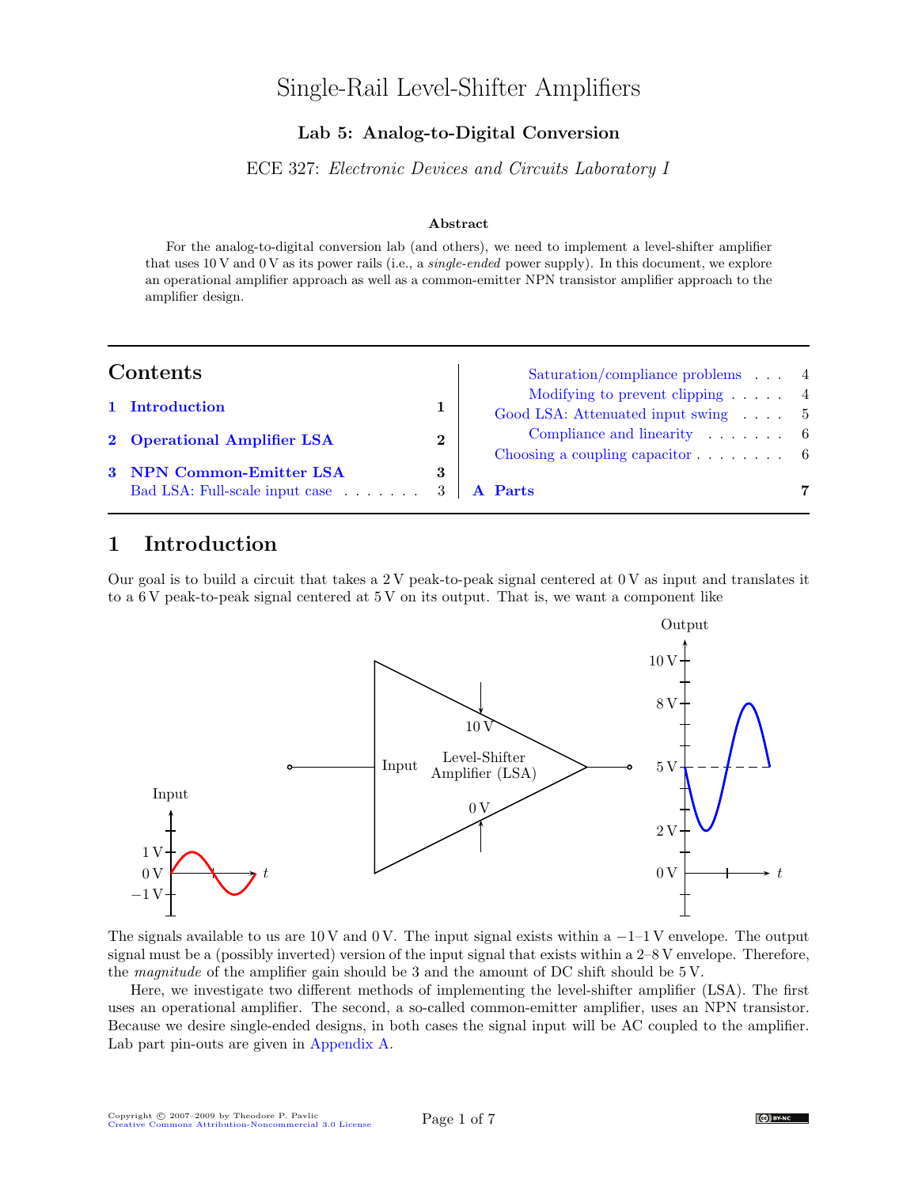# Single-Rail Level-Shifter Amplifiers

### Lab 5: Analog-to-Digital Conversion

ECE 327: *Electronic Devices and Circuits Laboratory I*

#### Abstract

For the analog-to-digital conversion lab (and others), we need to implement a level-shifter amplifier that uses 10 V and 0 V as its power rails (i.e., a *single-ended* power supply). In this document, we explore an operational amplifier approach as well as a common-emitter NPN transistor amplifier approach to the amplifier design.

## Contents

- 1 Introduction — 1
- 2 Operational Amplifier LSA — 2
- 3 NPN Common-Emitter LSA — 3
  - Bad LSA: Full-scale input case — 3
    - Saturation/compliance problems — 4
    - Modifying to prevent clipping — 4
  - Good LSA: Attenuated input swing — 5
    - Compliance and linearity — 6
  - Choosing a coupling capacitor — 6
- A Parts — 7

## 1 Introduction

Our goal is to build a circuit that takes a 2 V peak-to-peak signal centered at 0 V as input and translates it to a 6 V peak-to-peak signal centered at 5 V on its output. That is, we want a component like

The signals available to us are 10 V and 0 V. The input signal exists within a −1–1 V envelope. The output signal must be a (possibly inverted) version of the input signal that exists within a 2–8 V envelope. Therefore, the *magnitude* of the amplifier gain should be 3 and the amount of DC shift should be 5 V.

Here, we investigate two different methods of implementing the level-shifter amplifier (LSA). The first uses an operational amplifier. The second, a so-called common-emitter amplifier, uses an NPN transistor. Because we desire single-ended designs, in both cases the signal input will be AC coupled to the amplifier. Lab part pin-outs are given in Appendix A.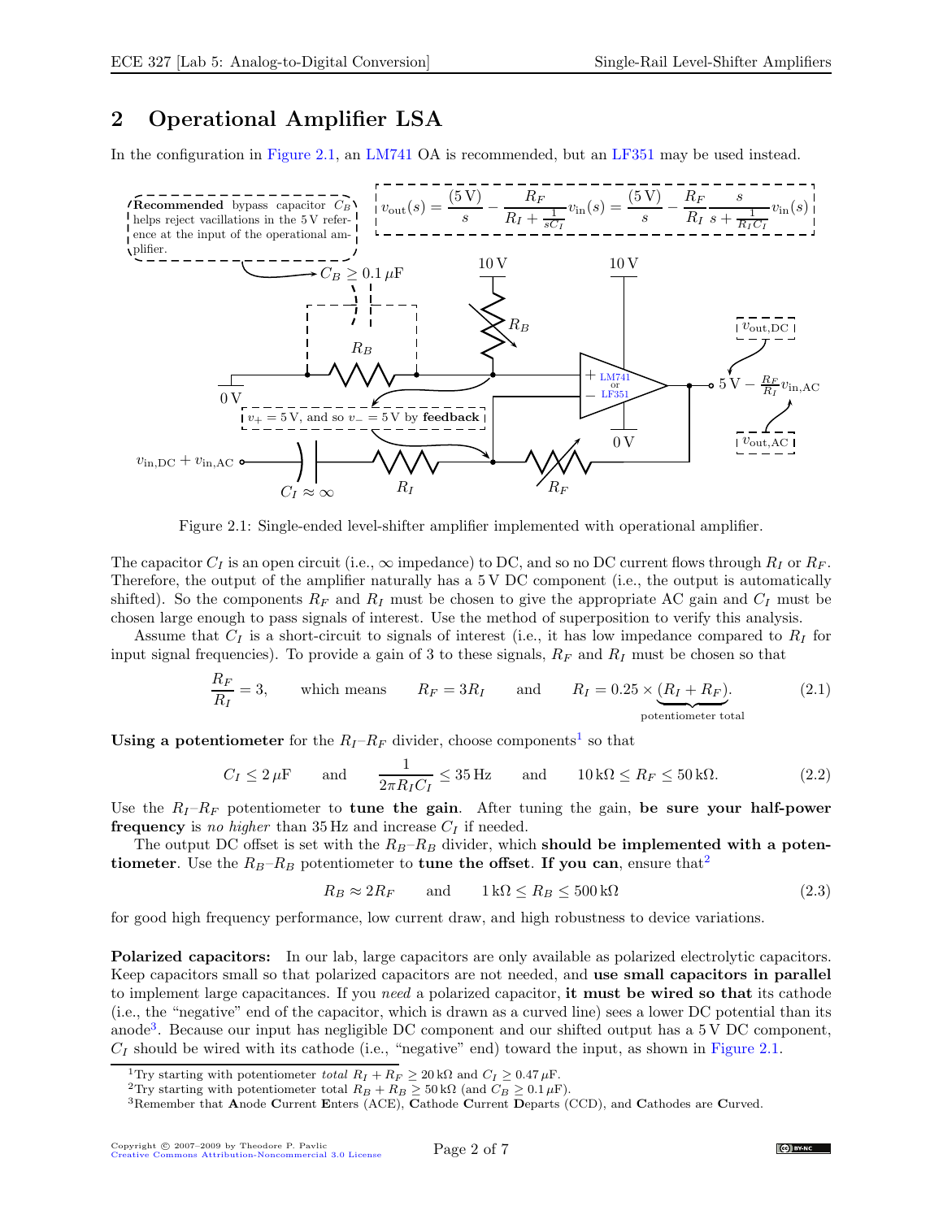## 2 Operational Amplifier LSA

In the configuration in Figure 2.1, an LM741 OA is recommended, but an LF351 may be used instead.

**Recommended** bypass capacitor $C_B$ helps reject vacillations in the 5 V reference at the input of the operational amplifier.

$$v_{\text{out}}(s) = \frac{(5\,\text{V})}{s} - \frac{R_F}{R_I + \frac{1}{sC_I}} v_{\text{in}}(s) = \frac{(5\,\text{V})}{s} - \frac{R_F}{R_I} \frac{s}{s + \frac{1}{R_I C_I}} v_{\text{in}}(s)$$

$v_+ = 5\,\text{V}$, and so $v_- = 5\,\text{V}$ by **feedback**

Output: $5\,\text{V} - \frac{R_F}{R_I} v_{\text{in,AC}}$ ($v_{\text{out,DC}}$, $v_{\text{out,AC}}$)

Figure 2.1: Single-ended level-shifter amplifier implemented with operational amplifier.

The capacitor $C_I$ is an open circuit (i.e., $\infty$ impedance) to DC, and so no DC current flows through $R_I$ or $R_F$. Therefore, the output of the amplifier naturally has a 5 V DC component (i.e., the output is automatically shifted). So the components $R_F$ and $R_I$ must be chosen to give the appropriate AC gain and $C_I$ must be chosen large enough to pass signals of interest. Use the method of superposition to verify this analysis.

Assume that $C_I$ is a short-circuit to signals of interest (i.e., it has low impedance compared to $R_I$ for input signal frequencies). To provide a gain of 3 to these signals, $R_F$ and $R_I$ must be chosen so that

$$\frac{R_F}{R_I} = 3, \qquad \text{which means} \qquad R_F = 3R_I \qquad \text{and} \qquad R_I = 0.25 \times \underbrace{(R_I + R_F)}_{\text{potentiometer total}}. \tag{2.1}$$

**Using a potentiometer** for the $R_I$–$R_F$ divider, choose components[1] so that

$$C_I \leq 2\,\mu\text{F} \qquad \text{and} \qquad \frac{1}{2\pi R_I C_I} \leq 35\,\text{Hz} \qquad \text{and} \qquad 10\,\text{k}\Omega \leq R_F \leq 50\,\text{k}\Omega. \tag{2.2}$$

Use the $R_I$–$R_F$ potentiometer to **tune the gain**. After tuning the gain, **be sure your half-power frequency** is *no higher* than 35 Hz and increase $C_I$ if needed.

The output DC offset is set with the $R_B$–$R_B$ divider, which **should be implemented with a potentiometer**. Use the $R_B$–$R_B$ potentiometer to **tune the offset**. **If you can**, ensure that[2]

$$R_B \approx 2R_F \qquad \text{and} \qquad 1\,\text{k}\Omega \leq R_B \leq 500\,\text{k}\Omega \tag{2.3}$$

for good high frequency performance, low current draw, and high robustness to device variations.

**Polarized capacitors:** In our lab, large capacitors are only available as polarized electrolytic capacitors. Keep capacitors small so that polarized capacitors are not needed, and **use small capacitors in parallel** to implement large capacitances. If you *need* a polarized capacitor, **it must be wired so that** its cathode (i.e., the "negative" end of the capacitor, which is drawn as a curved line) sees a lower DC potential than its anode[3]. Because our input has negligible DC component and our shifted output has a 5 V DC component, $C_I$ should be wired with its cathode (i.e., "negative" end) toward the input, as shown in Figure 2.1.

---

[1] Try starting with potentiometer *total* $R_I + R_F \geq 20\,\text{k}\Omega$ and $C_I \geq 0.47\,\mu\text{F}$.

[2] Try starting with potentiometer total $R_B + R_B \geq 50\,\text{k}\Omega$ (and $C_B \geq 0.1\,\mu\text{F}$).

[3] Remember that **A**node **C**urrent **E**nters (ACE), **C**athode **C**urrent **D**eparts (CCD), and **C**athodes are **C**urved.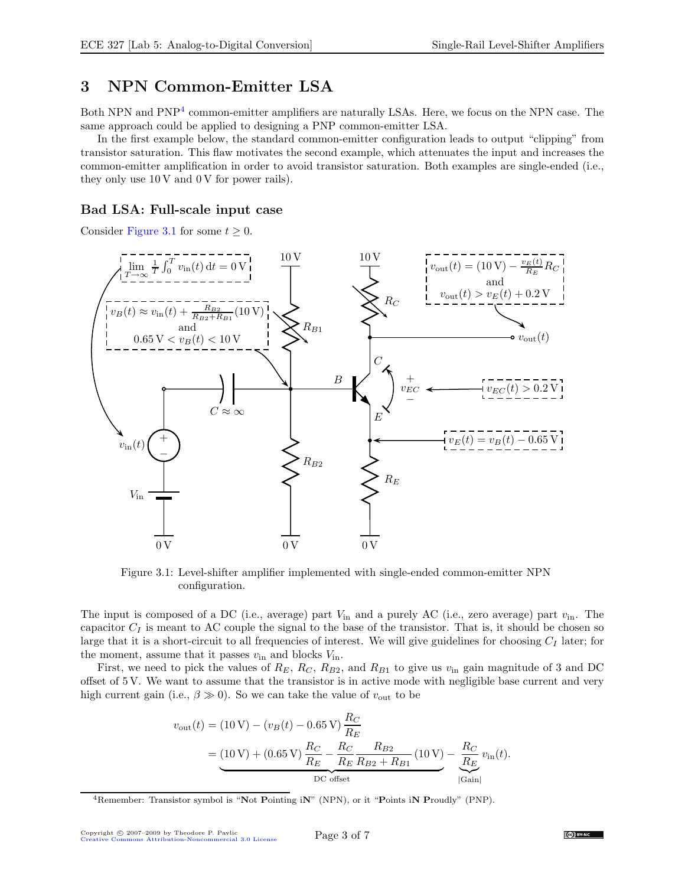## 3 NPN Common-Emitter LSA

Both NPN and PNP[4] common-emitter amplifiers are naturally LSAs. Here, we focus on the NPN case. The same approach could be applied to designing a PNP common-emitter LSA.

In the first example below, the standard common-emitter configuration leads to output "clipping" from transistor saturation. This flaw motivates the second example, which attenuates the input and increases the common-emitter amplification in order to avoid transistor saturation. Both examples are single-ended (i.e., they only use 10 V and 0 V for power rails).

### Bad LSA: Full-scale input case

Consider Figure 3.1 for some $t \geq 0$.

Figure 3.1: Level-shifter amplifier implemented with single-ended common-emitter NPN configuration.

The input is composed of a DC (i.e., average) part $V_{\text{in}}$ and a purely AC (i.e., zero average) part $v_{\text{in}}$. The capacitor $C_I$ is meant to AC couple the signal to the base of the transistor. That is, it should be chosen so large that it is a short-circuit to all frequencies of interest. We will give guidelines for choosing $C_I$ later; for the moment, assume that it passes $v_{\text{in}}$ and blocks $V_{\text{in}}$.

First, we need to pick the values of $R_E$, $R_C$, $R_{B2}$, and $R_{B1}$ to give us $v_{\text{in}}$ gain magnitude of 3 and DC offset of 5 V. We want to assume that the transistor is in active mode with negligible base current and very high current gain (i.e., $\beta \gg 0$). So we can take the value of $v_{\text{out}}$ to be

$$
\begin{aligned}
v_{\text{out}}(t) &= (10\,\text{V}) - (v_B(t) - 0.65\,\text{V})\,\frac{R_C}{R_E} \\
&= \underbrace{(10\,\text{V}) + (0.65\,\text{V})\,\frac{R_C}{R_E} - \frac{R_C}{R_E}\,\frac{R_{B2}}{R_{B2}+R_{B1}}\,(10\,\text{V})}_{\text{DC offset}} - \underbrace{\frac{R_C}{R_E}}_{|\text{Gain}|}\,v_{\text{in}}(t).
\end{aligned}
$$

[4] Remember: Transistor symbol is "**N**ot **P**ointing i**N**" (NPN), or it "**P**oints i**N** **P**roudly" (PNP).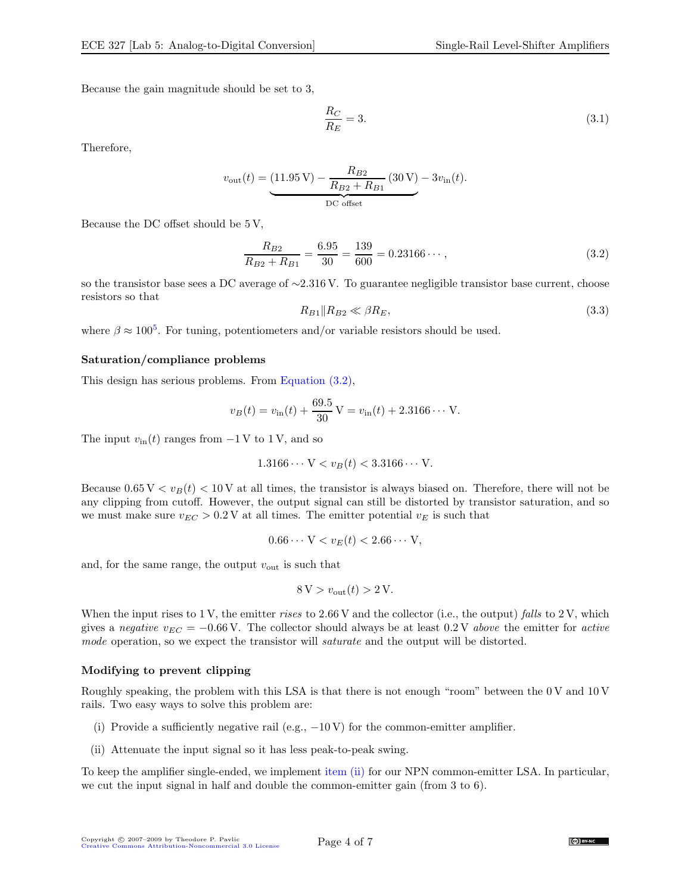Because the gain magnitude should be set to 3,

$$\frac{R_C}{R_E} = 3. \tag{3.1}$$

Therefore,

$$v_{\text{out}}(t) = \underbrace{(11.95\,\text{V}) - \frac{R_{B2}}{R_{B2} + R_{B1}}(30\,\text{V})}_{\text{DC offset}} - 3v_{\text{in}}(t).$$

Because the DC offset should be 5 V,

$$\frac{R_{B2}}{R_{B2} + R_{B1}} = \frac{6.95}{30} = \frac{139}{600} = 0.23166\cdots, \tag{3.2}$$

so the transistor base sees a DC average of ~2.316 V. To guarantee negligible transistor base current, choose resistors so that

$$R_{B1} \| R_{B2} \ll \beta R_E, \tag{3.3}$$

where $\beta \approx 100$[5]. For tuning, potentiometers and/or variable resistors should be used.

**Saturation/compliance problems**

This design has serious problems. From Equation (3.2),

$$v_B(t) = v_{\text{in}}(t) + \frac{69.5}{30}\,\text{V} = v_{\text{in}}(t) + 2.3166\cdots\,\text{V}.$$

The input $v_{\text{in}}(t)$ ranges from $-1$ V to 1 V, and so

$$1.3166\cdots\,\text{V} < v_B(t) < 3.3166\cdots\,\text{V}.$$

Because $0.65\,\text{V} < v_B(t) < 10\,\text{V}$ at all times, the transistor is always biased on. Therefore, there will not be any clipping from cutoff. However, the output signal can still be distorted by transistor saturation, and so we must make sure $v_{EC} > 0.2\,\text{V}$ at all times. The emitter potential $v_E$ is such that

$$0.66\cdots\,\text{V} < v_E(t) < 2.66\cdots\,\text{V},$$

and, for the same range, the output $v_{\text{out}}$ is such that

$$8\,\text{V} > v_{\text{out}}(t) > 2\,\text{V}.$$

When the input rises to 1 V, the emitter *rises* to 2.66 V and the collector (i.e., the output) *falls* to 2 V, which gives a *negative* $v_{EC} = -0.66\,\text{V}$. The collector should always be at least 0.2 V *above* the emitter for *active mode* operation, so we expect the transistor will *saturate* and the output will be distorted.

**Modifying to prevent clipping**

Roughly speaking, the problem with this LSA is that there is not enough "room" between the 0 V and 10 V rails. Two easy ways to solve this problem are:

(i) Provide a sufficiently negative rail (e.g., $-10$ V) for the common-emitter amplifier.

(ii) Attenuate the input signal so it has less peak-to-peak swing.

To keep the amplifier single-ended, we implement item (ii) for our NPN common-emitter LSA. In particular, we cut the input signal in half and double the common-emitter gain (from 3 to 6).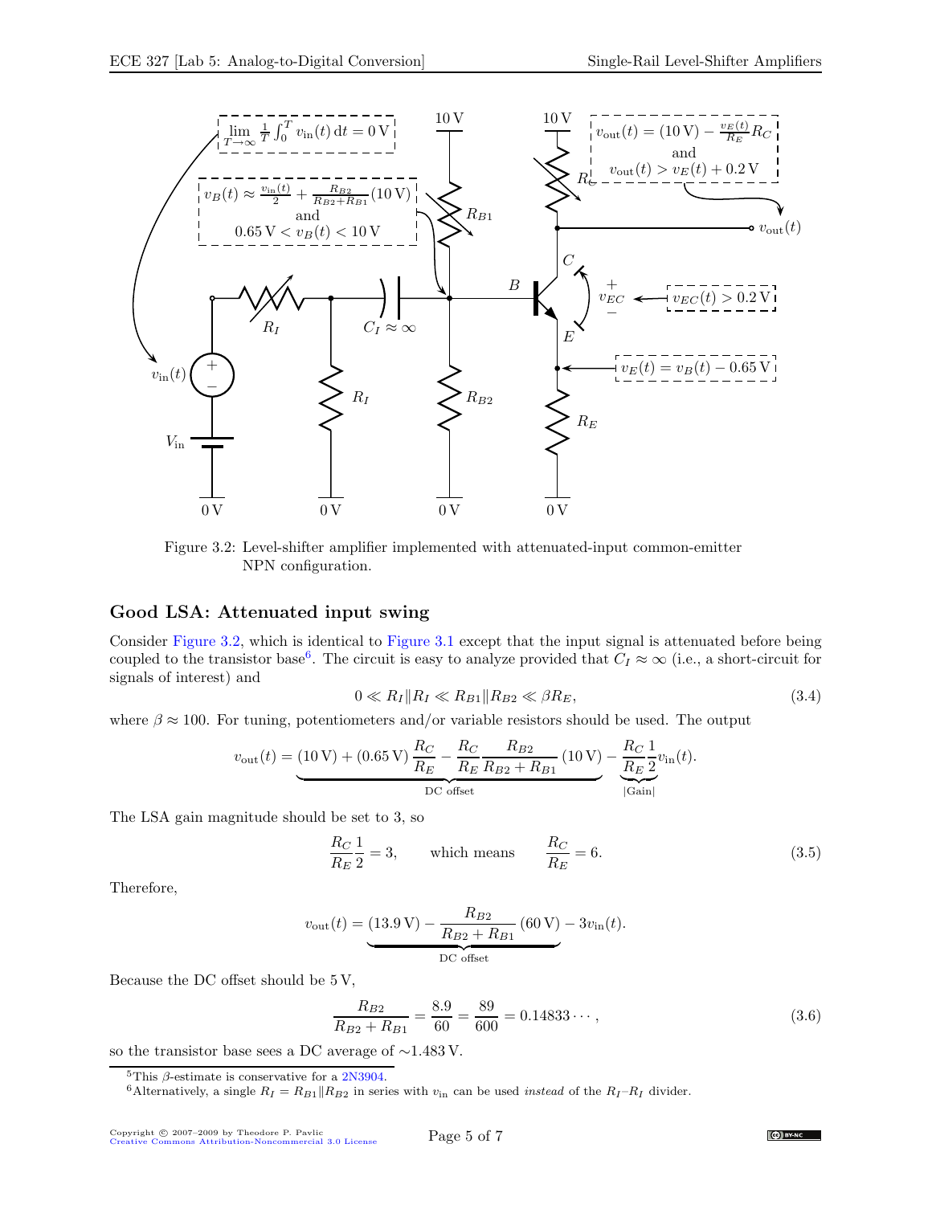Figure 3.2: Level-shifter amplifier implemented with attenuated-input common-emitter NPN configuration.

## Good LSA: Attenuated input swing

Consider Figure 3.2, which is identical to Figure 3.1 except that the input signal is attenuated before being coupled to the transistor base[6]. The circuit is easy to analyze provided that $C_I \approx \infty$ (i.e., a short-circuit for signals of interest) and

$$0 \ll R_I \| R_I \ll R_{B1} \| R_{B2} \ll \beta R_E, \tag{3.4}$$

where $\beta \approx 100$. For tuning, potentiometers and/or variable resistors should be used. The output

$$v_{\text{out}}(t) = \underbrace{(10\,\text{V}) + (0.65\,\text{V})\frac{R_C}{R_E} - \frac{R_C}{R_E}\frac{R_{B2}}{R_{B2}+R_{B1}}(10\,\text{V})}_{\text{DC offset}} - \underbrace{\frac{R_C}{R_E}\frac{1}{2}}_{|\text{Gain}|} v_{\text{in}}(t).$$

The LSA gain magnitude should be set to 3, so

$$\frac{R_C}{R_E}\frac{1}{2} = 3, \qquad \text{which means} \qquad \frac{R_C}{R_E} = 6. \tag{3.5}$$

Therefore,

$$v_{\text{out}}(t) = \underbrace{(13.9\,\text{V}) - \frac{R_{B2}}{R_{B2}+R_{B1}}(60\,\text{V})}_{\text{DC offset}} - 3v_{\text{in}}(t).$$

Because the DC offset should be 5 V,

$$\frac{R_{B2}}{R_{B2}+R_{B1}} = \frac{8.9}{60} = \frac{89}{600} = 0.14833\cdots, \tag{3.6}$$

so the transistor base sees a DC average of ~1.483 V.

[5] This $\beta$-estimate is conservative for a 2N3904.

[6] Alternatively, a single $R_I = R_{B1} \| R_{B2}$ in series with $v_{\text{in}}$ can be used *instead* of the $R_I$–$R_I$ divider.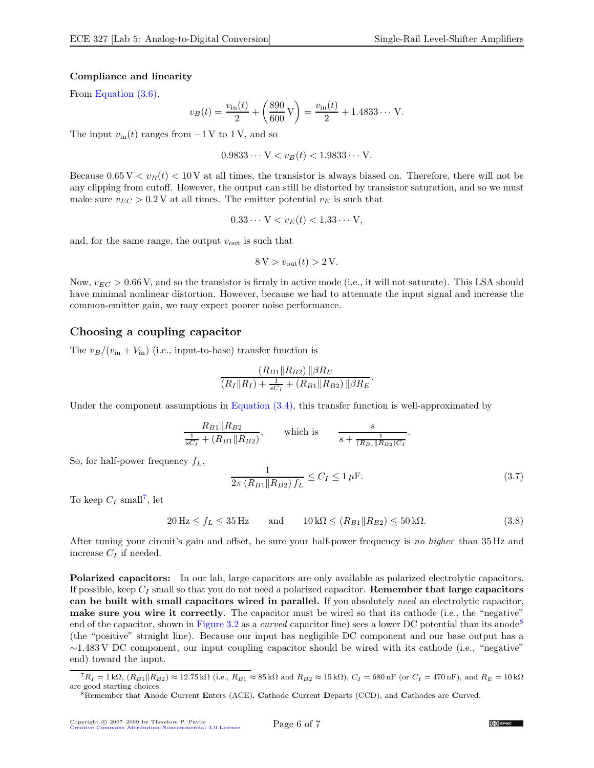**Compliance and linearity**

From Equation (3.6),

$$v_B(t) = \frac{v_{\text{in}}(t)}{2} + \left(\frac{890}{600}\,\text{V}\right) = \frac{v_{\text{in}}(t)}{2} + 1.4833\cdots\,\text{V}.$$

The input $v_{\text{in}}(t)$ ranges from $-1\,\text{V}$ to $1\,\text{V}$, and so

$$0.9833\cdots\,\text{V} < v_B(t) < 1.9833\cdots\,\text{V}.$$

Because $0.65\,\text{V} < v_B(t) < 10\,\text{V}$ at all times, the transistor is always biased on. Therefore, there will not be any clipping from cutoff. However, the output can still be distorted by transistor saturation, and so we must make sure $v_{EC} > 0.2\,\text{V}$ at all times. The emitter potential $v_E$ is such that

$$0.33\cdots\,\text{V} < v_E(t) < 1.33\cdots\,\text{V},$$

and, for the same range, the output $v_{\text{out}}$ is such that

$$8\,\text{V} > v_{\text{out}}(t) > 2\,\text{V}.$$

Now, $v_{EC} > 0.66\,\text{V}$, and so the transistor is firmly in active mode (i.e., it will not saturate). This LSA should have minimal nonlinear distortion. However, because we had to attenuate the input signal and increase the common-emitter gain, we may expect poorer noise performance.

## Choosing a coupling capacitor

The $v_B/(v_{\text{in}} + V_{\text{in}})$ (i.e., input-to-base) transfer function is

$$\frac{(R_{B1} \| R_{B2}) \| \beta R_E}{(R_I \| R_I) + \frac{1}{sC_I} + (R_{B1} \| R_{B2}) \| \beta R_E}.$$

Under the component assumptions in Equation (3.4), this transfer function is well-approximated by

$$\frac{R_{B1} \| R_{B2}}{\frac{1}{sC_I} + (R_{B1} \| R_{B2})}, \qquad \text{which is} \qquad \frac{s}{s + \frac{1}{(R_{B1} \| R_{B2}) C_I}}.$$

So, for half-power frequency $f_L$,

$$\frac{1}{2\pi\,(R_{B1} \| R_{B2})\, f_L} \leq C_I \leq 1\,\mu\text{F}. \tag{3.7}$$

To keep $C_I$ small[7], let

$$20\,\text{Hz} \leq f_L \leq 35\,\text{Hz} \qquad \text{and} \qquad 10\,\text{k}\Omega \leq (R_{B1} \| R_{B2}) \leq 50\,\text{k}\Omega. \tag{3.8}$$

After tuning your circuit's gain and offset, be sure your half-power frequency is *no higher* than 35 Hz and increase $C_I$ if needed.

**Polarized capacitors:** In our lab, large capacitors are only available as polarized electrolytic capacitors. If possible, keep $C_I$ small so that you do not need a polarized capacitor. **Remember that large capacitors can be built with small capacitors wired in parallel.** If you absolutely *need* an electrolytic capacitor, **make sure you wire it correctly**. The capacitor must be wired so that its cathode (i.e., the "negative" end of the capacitor, shown in Figure 3.2 as a *curved* capacitor line) sees a lower DC potential than its anode[8] (the "positive" straight line). Because our input has negligible DC component and our base output has a ~1.483 V DC component, our input coupling capacitor should be wired with its cathode (i.e., "negative" end) toward the input.

---

[7] $R_I = 1\,\text{k}\Omega$, $(R_{B1} \| R_{B2}) \approx 12.75\,\text{k}\Omega$ (i.e., $R_{B1} \approx 85\,\text{k}\Omega$ and $R_{B2} \approx 15\,\text{k}\Omega$), $C_I = 680\,\text{nF}$ (or $C_I = 470\,\text{nF}$), and $R_E = 10\,\text{k}\Omega$ are good starting choices.

[8] Remember that **A**node **C**urrent **E**nters (ACE), **C**athode **C**urrent **D**eparts (CCD), and **C**athodes are **C**urved.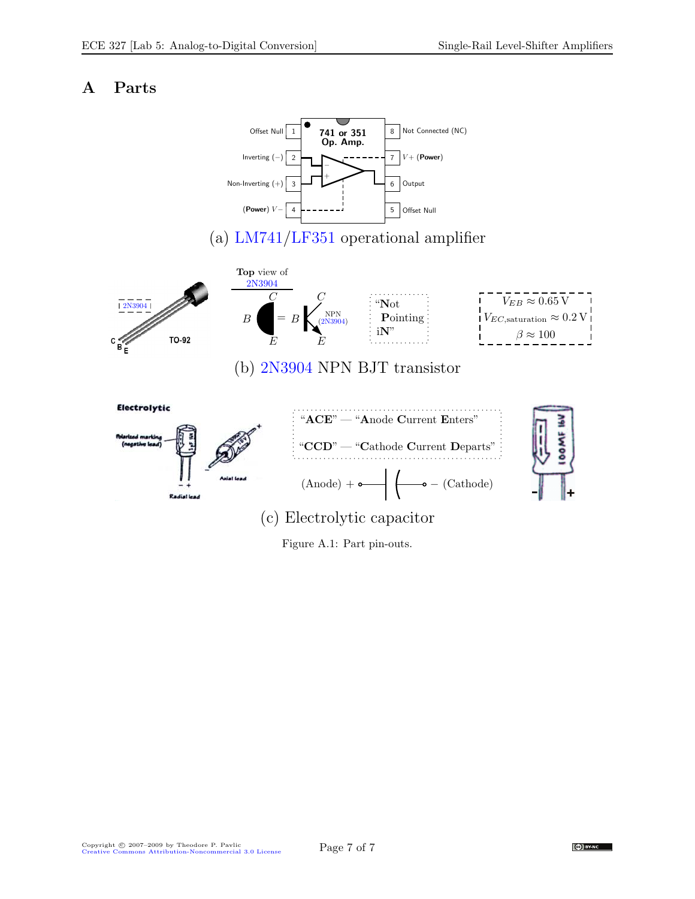# A Parts

Offset Null 1

Inverting (−) 2

Non-Inverting (+) 3

(Power) $V-$ 4

741 or 351 Op. Amp.

8 Not Connected (NC)

7 $V+$ (Power)

6 Output

5 Offset Null

(a) LM741/LF351 operational amplifier

2N3904

C B E

TO-92

Top view of 2N3904

C

B = B

E

NPN (2N3904)

"Not Pointing iN"

$V_{EB} \approx 0.65\,\text{V}$

$V_{EC,\text{saturation}} \approx 0.2\,\text{V}$

$\beta \approx 100$

(b) 2N3904 NPN BJT transistor

Electrolytic

Polarized marking (negative lead)

Radial lead

Axial lead

"**ACE**" — "**A**node **C**urrent **E**nters"

"**CCD**" — "**C**athode **C**urrent **D**eparts"

(Anode) + — − (Cathode)

100MF 16V

(c) Electrolytic capacitor

Figure A.1: Part pin-outs.